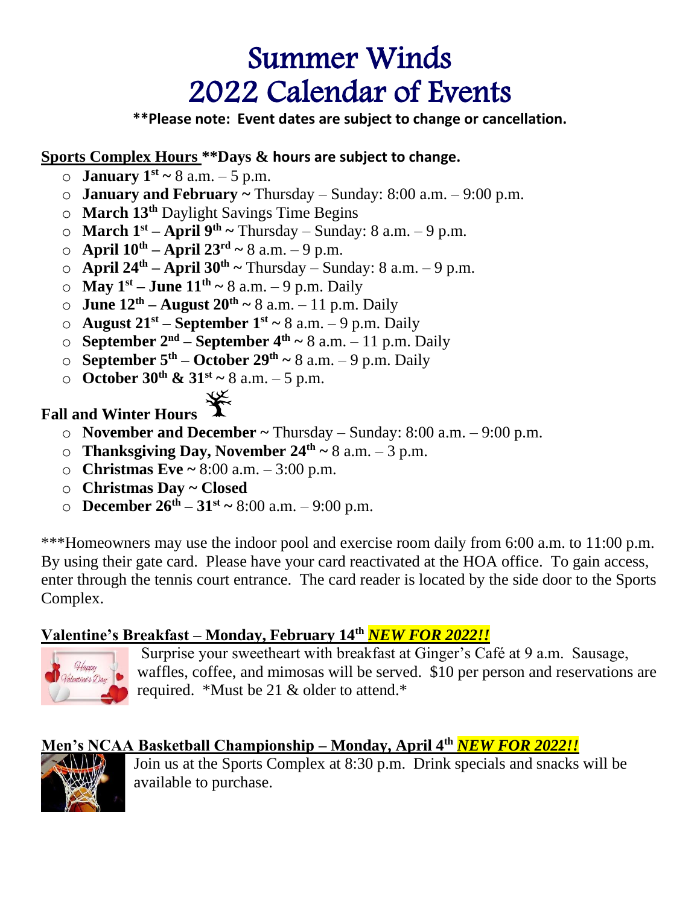# Summer Winds
# 2022 Calendar of Events

**\*\*Please note: Event dates are subject to change or cancellation.**

**Sports Complex Hours \*\*Days & hours are subject to change.**

- **January 1st ~** 8 a.m. – 5 p.m.
- **January and February ~** Thursday – Sunday: 8:00 a.m. – 9:00 p.m.
- **March 13th** Daylight Savings Time Begins
- **March 1st – April 9th ~** Thursday – Sunday: 8 a.m. – 9 p.m.
- **April 10th – April 23rd ~** 8 a.m. – 9 p.m.
- **April 24th – April 30th ~** Thursday – Sunday: 8 a.m. – 9 p.m.
- **May 1st – June 11th ~** 8 a.m. – 9 p.m. Daily
- **June 12th – August 20th ~** 8 a.m. – 11 p.m. Daily
- **August 21st – September 1st ~** 8 a.m. – 9 p.m. Daily
- **September 2nd – September 4th ~** 8 a.m. – 11 p.m. Daily
- **September 5th – October 29th ~** 8 a.m. – 9 p.m. Daily
- **October 30th & 31st ~** 8 a.m. – 5 p.m.

**Fall and Winter Hours**

- **November and December ~** Thursday – Sunday: 8:00 a.m. – 9:00 p.m.
- **Thanksgiving Day, November 24th ~** 8 a.m. – 3 p.m.
- **Christmas Eve ~** 8:00 a.m. – 3:00 p.m.
- **Christmas Day ~ Closed**
- **December 26th – 31st ~** 8:00 a.m. – 9:00 p.m.

\*\*\*Homeowners may use the indoor pool and exercise room daily from 6:00 a.m. to 11:00 p.m. By using their gate card. Please have your card reactivated at the HOA office. To gain access, enter through the tennis court entrance. The card reader is located by the side door to the Sports Complex.

**Valentine's Breakfast – Monday, February 14th** ***NEW FOR 2022!!***

Surprise your sweetheart with breakfast at Ginger's Café at 9 a.m. Sausage, waffles, coffee, and mimosas will be served. $10 per person and reservations are required. \*Must be 21 & older to attend.\*

**Men's NCAA Basketball Championship – Monday, April 4th** ***NEW FOR 2022!!***

Join us at the Sports Complex at 8:30 p.m. Drink specials and snacks will be available to purchase.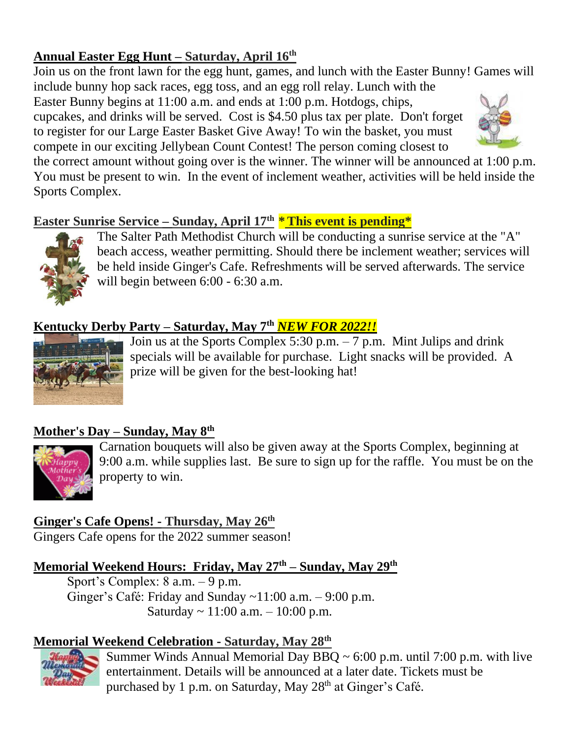## Annual Easter Egg Hunt – Saturday, April 16th

Join us on the front lawn for the egg hunt, games, and lunch with the Easter Bunny! Games will include bunny hop sack races, egg toss, and an egg roll relay. Lunch with the Easter Bunny begins at 11:00 a.m. and ends at 1:00 p.m. Hotdogs, chips, cupcakes, and drinks will be served. Cost is $4.50 plus tax per plate. Don't forget to register for our Large Easter Basket Give Away! To win the basket, you must compete in our exciting Jellybean Count Contest! The person coming closest to the correct amount without going over is the winner. The winner will be announced at 1:00 p.m. You must be present to win. In the event of inclement weather, activities will be held inside the Sports Complex.

## Easter Sunrise Service – Sunday, April 17th **\*This event is pending\***

The Salter Path Methodist Church will be conducting a sunrise service at the "A" beach access, weather permitting. Should there be inclement weather; services will be held inside Ginger's Cafe. Refreshments will be served afterwards. The service will begin between 6:00 - 6:30 a.m.

## Kentucky Derby Party – Saturday, May 7th ***NEW FOR 2022!!***

Join us at the Sports Complex 5:30 p.m. – 7 p.m. Mint Julips and drink specials will be available for purchase. Light snacks will be provided. A prize will be given for the best-looking hat!

## Mother's Day – Sunday, May 8th

Carnation bouquets will also be given away at the Sports Complex, beginning at 9:00 a.m. while supplies last. Be sure to sign up for the raffle. You must be on the property to win.

## Ginger's Cafe Opens! - Thursday, May 26th

Gingers Cafe opens for the 2022 summer season!

## Memorial Weekend Hours: Friday, May 27th – Sunday, May 29th

Sport's Complex: 8 a.m. – 9 p.m.
Ginger's Café: Friday and Sunday ~11:00 a.m. – 9:00 p.m.
Saturday ~ 11:00 a.m. – 10:00 p.m.

## Memorial Weekend Celebration - Saturday, May 28th

Summer Winds Annual Memorial Day BBQ ~ 6:00 p.m. until 7:00 p.m. with live entertainment. Details will be announced at a later date. Tickets must be purchased by 1 p.m. on Saturday, May 28th at Ginger's Café.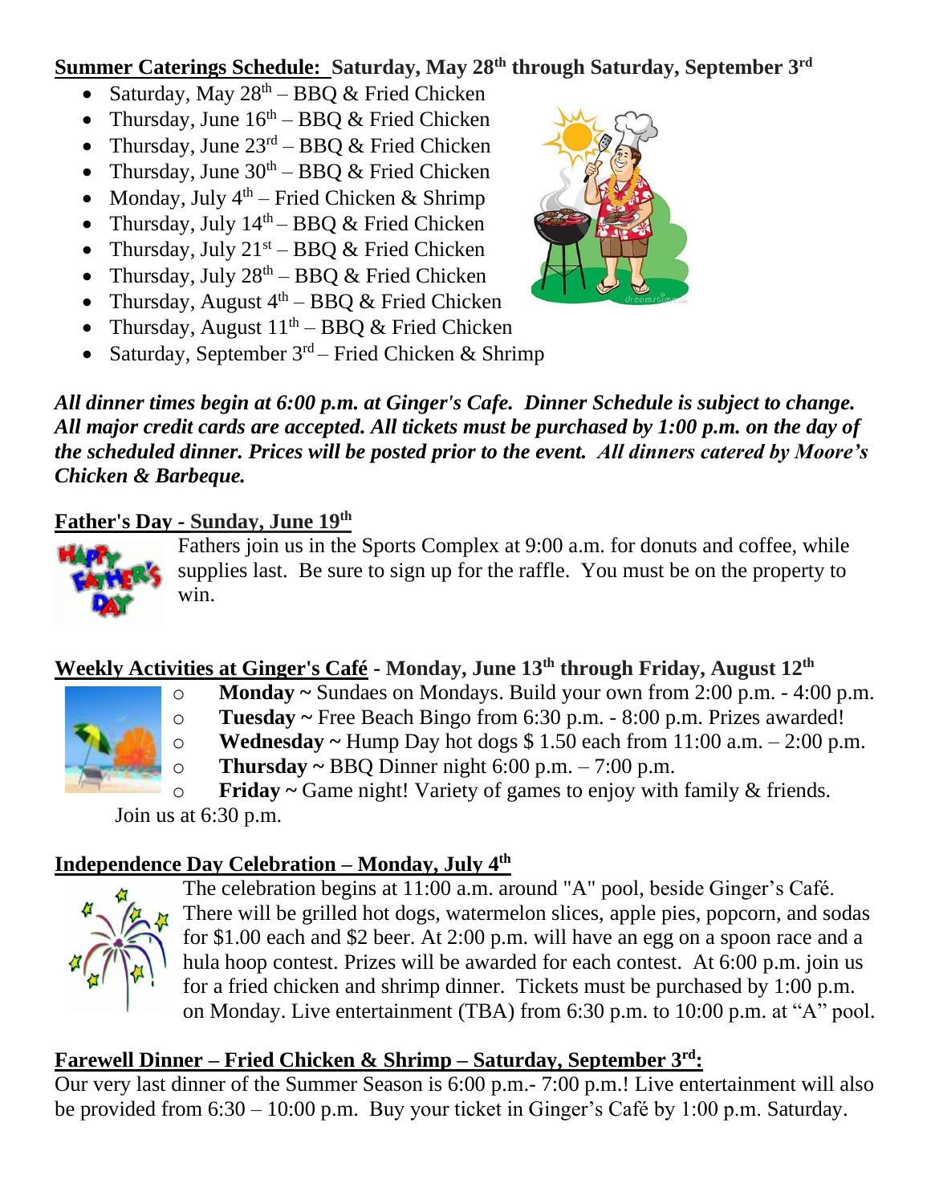**Summer Caterings Schedule: Saturday, May 28th through Saturday, September 3rd**

- Saturday, May 28th – BBQ & Fried Chicken
- Thursday, June 16th – BBQ & Fried Chicken
- Thursday, June 23rd – BBQ & Fried Chicken
- Thursday, June 30th – BBQ & Fried Chicken
- Monday, July 4th – Fried Chicken & Shrimp
- Thursday, July 14th – BBQ & Fried Chicken
- Thursday, July 21st – BBQ & Fried Chicken
- Thursday, July 28th – BBQ & Fried Chicken
- Thursday, August 4th – BBQ & Fried Chicken
- Thursday, August 11th – BBQ & Fried Chicken
- Saturday, September 3rd – Fried Chicken & Shrimp

***All dinner times begin at 6:00 p.m. at Ginger's Cafe. Dinner Schedule is subject to change. All major credit cards are accepted. All tickets must be purchased by 1:00 p.m. on the day of the scheduled dinner. Prices will be posted prior to the event. All dinners catered by Moore's Chicken & Barbeque.***

**Father's Day - Sunday, June 19th**

Fathers join us in the Sports Complex at 9:00 a.m. for donuts and coffee, while supplies last. Be sure to sign up for the raffle. You must be on the property to win.

**Weekly Activities at Ginger's Café - Monday, June 13th through Friday, August 12th**

- **Monday ~** Sundaes on Mondays. Build your own from 2:00 p.m. - 4:00 p.m.
- **Tuesday ~** Free Beach Bingo from 6:30 p.m. - 8:00 p.m. Prizes awarded!
- **Wednesday ~** Hump Day hot dogs $ 1.50 each from 11:00 a.m. – 2:00 p.m.
- **Thursday ~** BBQ Dinner night 6:00 p.m. – 7:00 p.m.
- **Friday ~** Game night! Variety of games to enjoy with family & friends. Join us at 6:30 p.m.

**Independence Day Celebration – Monday, July 4th**

The celebration begins at 11:00 a.m. around "A" pool, beside Ginger's Café. There will be grilled hot dogs, watermelon slices, apple pies, popcorn, and sodas for $1.00 each and $2 beer. At 2:00 p.m. will have an egg on a spoon race and a hula hoop contest. Prizes will be awarded for each contest. At 6:00 p.m. join us for a fried chicken and shrimp dinner. Tickets must be purchased by 1:00 p.m. on Monday. Live entertainment (TBA) from 6:30 p.m. to 10:00 p.m. at "A" pool.

**Farewell Dinner – Fried Chicken & Shrimp – Saturday, September 3rd:**

Our very last dinner of the Summer Season is 6:00 p.m.- 7:00 p.m.! Live entertainment will also be provided from 6:30 – 10:00 p.m. Buy your ticket in Ginger's Café by 1:00 p.m. Saturday.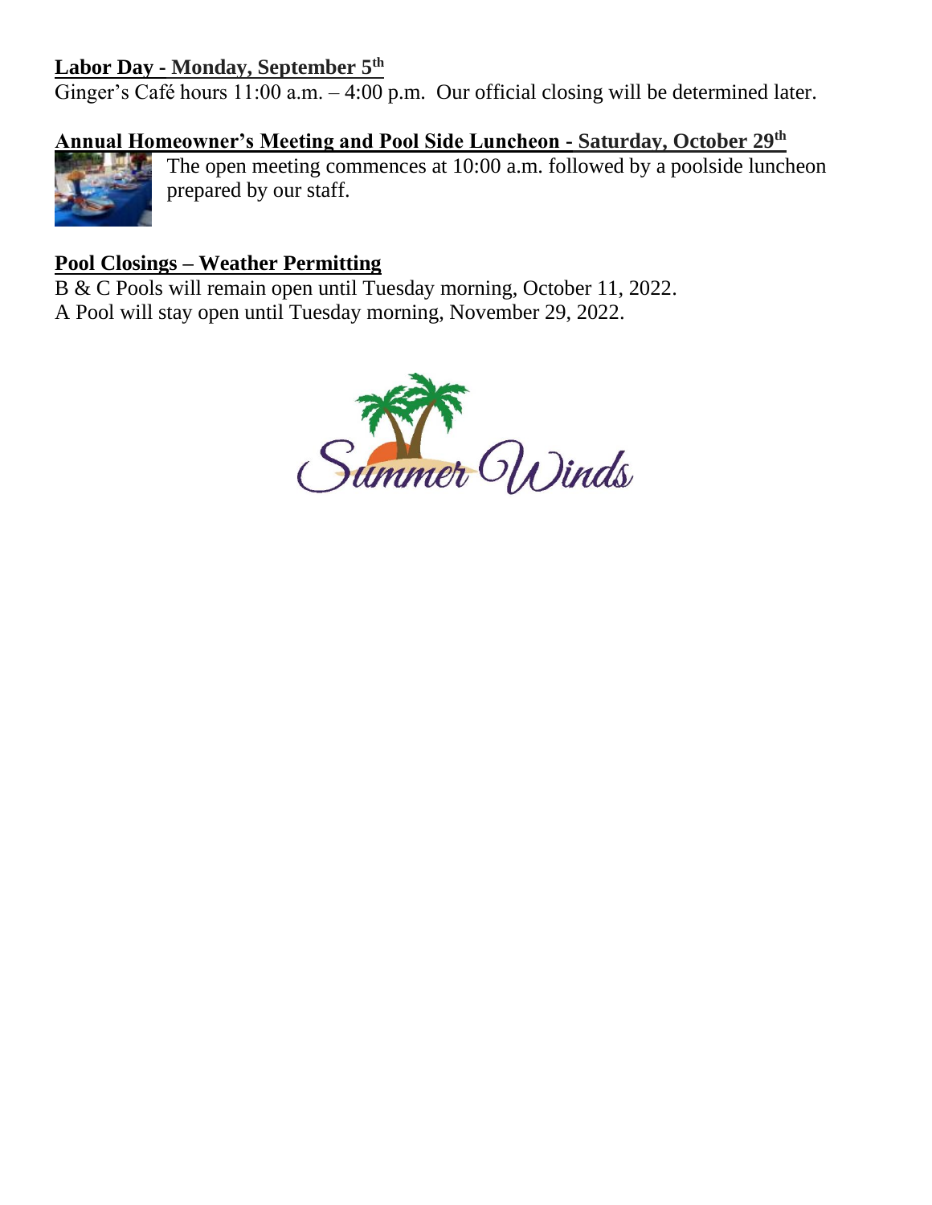**Labor Day - Monday, September 5th**

Ginger's Café hours 11:00 a.m. – 4:00 p.m. Our official closing will be determined later.

**Annual Homeowner's Meeting and Pool Side Luncheon - Saturday, October 29th**

The open meeting commences at 10:00 a.m. followed by a poolside luncheon prepared by our staff.

**Pool Closings – Weather Permitting**

B & C Pools will remain open until Tuesday morning, October 11, 2022.
A Pool will stay open until Tuesday morning, November 29, 2022.

Summer Winds